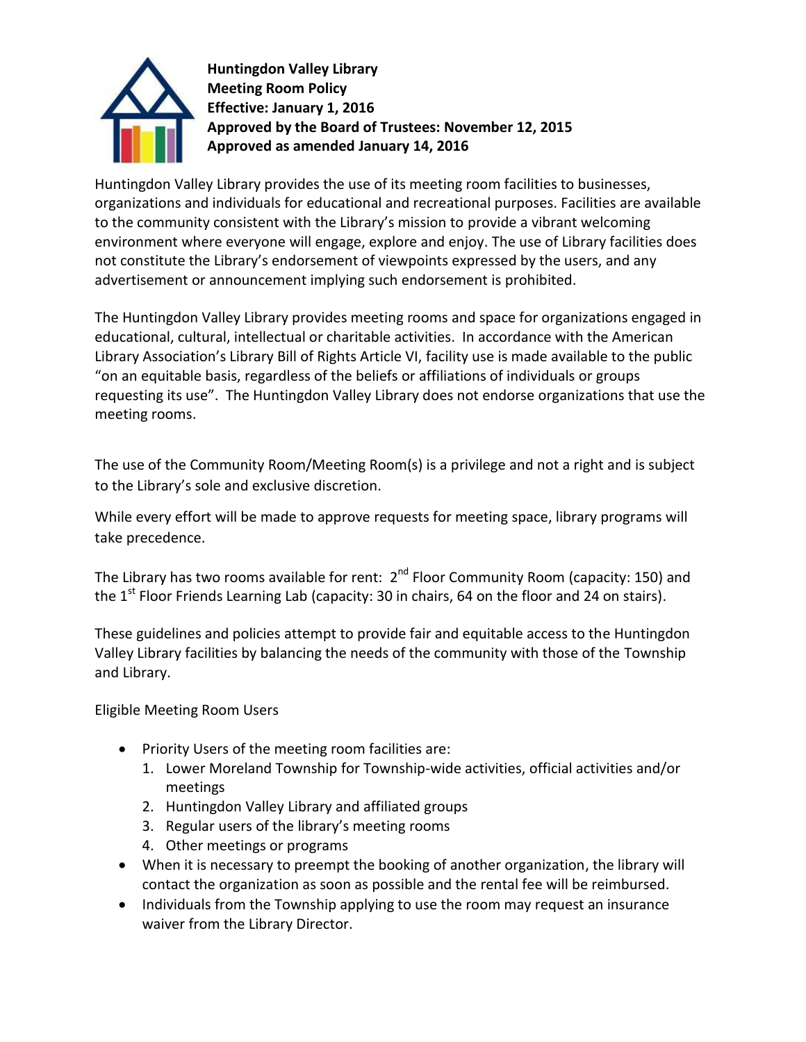**Huntingdon Valley Library**
**Meeting Room Policy**
**Effective: January 1, 2016**
**Approved by the Board of Trustees: November 12, 2015**
**Approved as amended January 14, 2016**

Huntingdon Valley Library provides the use of its meeting room facilities to businesses, organizations and individuals for educational and recreational purposes. Facilities are available to the community consistent with the Library's mission to provide a vibrant welcoming environment where everyone will engage, explore and enjoy. The use of Library facilities does not constitute the Library's endorsement of viewpoints expressed by the users, and any advertisement or announcement implying such endorsement is prohibited.

The Huntingdon Valley Library provides meeting rooms and space for organizations engaged in educational, cultural, intellectual or charitable activities. In accordance with the American Library Association's Library Bill of Rights Article VI, facility use is made available to the public "on an equitable basis, regardless of the beliefs or affiliations of individuals or groups requesting its use". The Huntingdon Valley Library does not endorse organizations that use the meeting rooms.

The use of the Community Room/Meeting Room(s) is a privilege and not a right and is subject to the Library's sole and exclusive discretion.

While every effort will be made to approve requests for meeting space, library programs will take precedence.

The Library has two rooms available for rent: 2nd Floor Community Room (capacity: 150) and the 1st Floor Friends Learning Lab (capacity: 30 in chairs, 64 on the floor and 24 on stairs).

These guidelines and policies attempt to provide fair and equitable access to the Huntingdon Valley Library facilities by balancing the needs of the community with those of the Township and Library.

Eligible Meeting Room Users

- Priority Users of the meeting room facilities are:
  1. Lower Moreland Township for Township-wide activities, official activities and/or meetings
  2. Huntingdon Valley Library and affiliated groups
  3. Regular users of the library's meeting rooms
  4. Other meetings or programs
- When it is necessary to preempt the booking of another organization, the library will contact the organization as soon as possible and the rental fee will be reimbursed.
- Individuals from the Township applying to use the room may request an insurance waiver from the Library Director.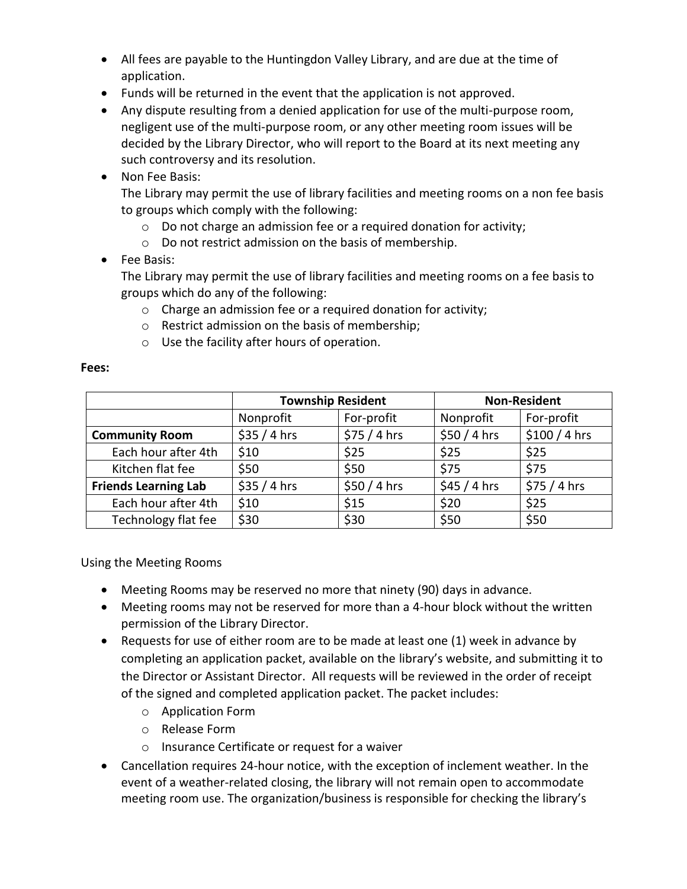- All fees are payable to the Huntingdon Valley Library, and are due at the time of application.
- Funds will be returned in the event that the application is not approved.
- Any dispute resulting from a denied application for use of the multi-purpose room, negligent use of the multi-purpose room, or any other meeting room issues will be decided by the Library Director, who will report to the Board at its next meeting any such controversy and its resolution.
- Non Fee Basis:
  The Library may permit the use of library facilities and meeting rooms on a non fee basis to groups which comply with the following:
  - Do not charge an admission fee or a required donation for activity;
  - Do not restrict admission on the basis of membership.
- Fee Basis:
  The Library may permit the use of library facilities and meeting rooms on a fee basis to groups which do any of the following:
  - Charge an admission fee or a required donation for activity;
  - Restrict admission on the basis of membership;
  - Use the facility after hours of operation.

**Fees:**

| | **Township Resident** | | **Non-Resident** | |
|---|---|---|---|---|
| | Nonprofit | For-profit | Nonprofit | For-profit |
| **Community Room** | $35 / 4 hrs | $75 / 4 hrs | $50 / 4 hrs | $100 / 4 hrs |
| Each hour after 4th | $10 | $25 | $25 | $25 |
| Kitchen flat fee | $50 | $50 | $75 | $75 |
| **Friends Learning Lab** | $35 / 4 hrs | $50 / 4 hrs | $45 / 4 hrs | $75 / 4 hrs |
| Each hour after 4th | $10 | $15 | $20 | $25 |
| Technology flat fee | $30 | $30 | $50 | $50 |

Using the Meeting Rooms

- Meeting Rooms may be reserved no more that ninety (90) days in advance.
- Meeting rooms may not be reserved for more than a 4-hour block without the written permission of the Library Director.
- Requests for use of either room are to be made at least one (1) week in advance by completing an application packet, available on the library's website, and submitting it to the Director or Assistant Director. All requests will be reviewed in the order of receipt of the signed and completed application packet. The packet includes:
  - Application Form
  - Release Form
  - Insurance Certificate or request for a waiver
- Cancellation requires 24-hour notice, with the exception of inclement weather. In the event of a weather-related closing, the library will not remain open to accommodate meeting room use. The organization/business is responsible for checking the library's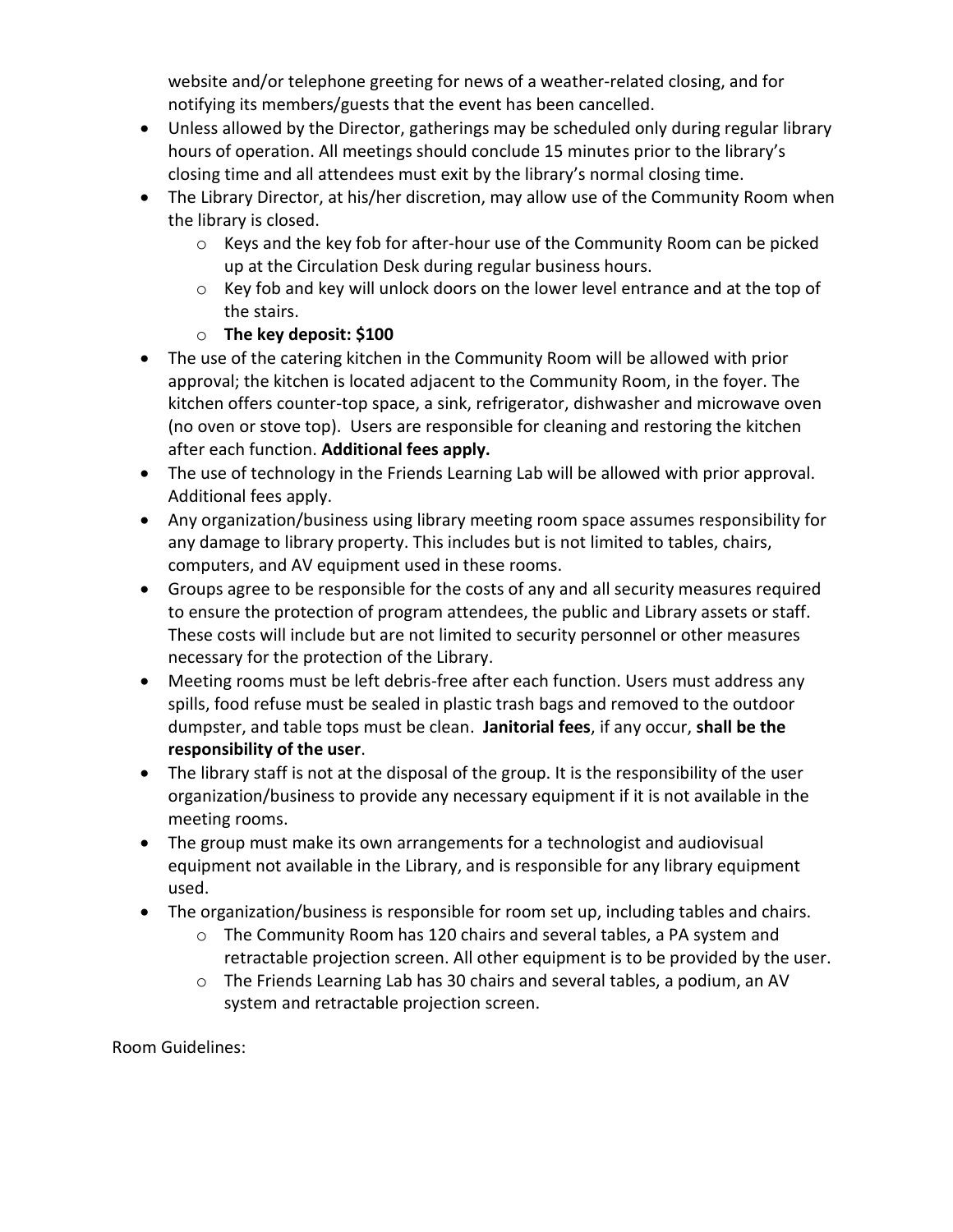website and/or telephone greeting for news of a weather-related closing, and for notifying its members/guests that the event has been cancelled.

- Unless allowed by the Director, gatherings may be scheduled only during regular library hours of operation. All meetings should conclude 15 minutes prior to the library's closing time and all attendees must exit by the library's normal closing time.
- The Library Director, at his/her discretion, may allow use of the Community Room when the library is closed.
  - Keys and the key fob for after-hour use of the Community Room can be picked up at the Circulation Desk during regular business hours.
  - Key fob and key will unlock doors on the lower level entrance and at the top of the stairs.
  - **The key deposit: $100**
- The use of the catering kitchen in the Community Room will be allowed with prior approval; the kitchen is located adjacent to the Community Room, in the foyer. The kitchen offers counter-top space, a sink, refrigerator, dishwasher and microwave oven (no oven or stove top). Users are responsible for cleaning and restoring the kitchen after each function. **Additional fees apply.**
- The use of technology in the Friends Learning Lab will be allowed with prior approval. Additional fees apply.
- Any organization/business using library meeting room space assumes responsibility for any damage to library property. This includes but is not limited to tables, chairs, computers, and AV equipment used in these rooms.
- Groups agree to be responsible for the costs of any and all security measures required to ensure the protection of program attendees, the public and Library assets or staff. These costs will include but are not limited to security personnel or other measures necessary for the protection of the Library.
- Meeting rooms must be left debris-free after each function. Users must address any spills, food refuse must be sealed in plastic trash bags and removed to the outdoor dumpster, and table tops must be clean. **Janitorial fees**, if any occur, **shall be the responsibility of the user**.
- The library staff is not at the disposal of the group. It is the responsibility of the user organization/business to provide any necessary equipment if it is not available in the meeting rooms.
- The group must make its own arrangements for a technologist and audiovisual equipment not available in the Library, and is responsible for any library equipment used.
- The organization/business is responsible for room set up, including tables and chairs.
  - The Community Room has 120 chairs and several tables, a PA system and retractable projection screen. All other equipment is to be provided by the user.
  - The Friends Learning Lab has 30 chairs and several tables, a podium, an AV system and retractable projection screen.

Room Guidelines: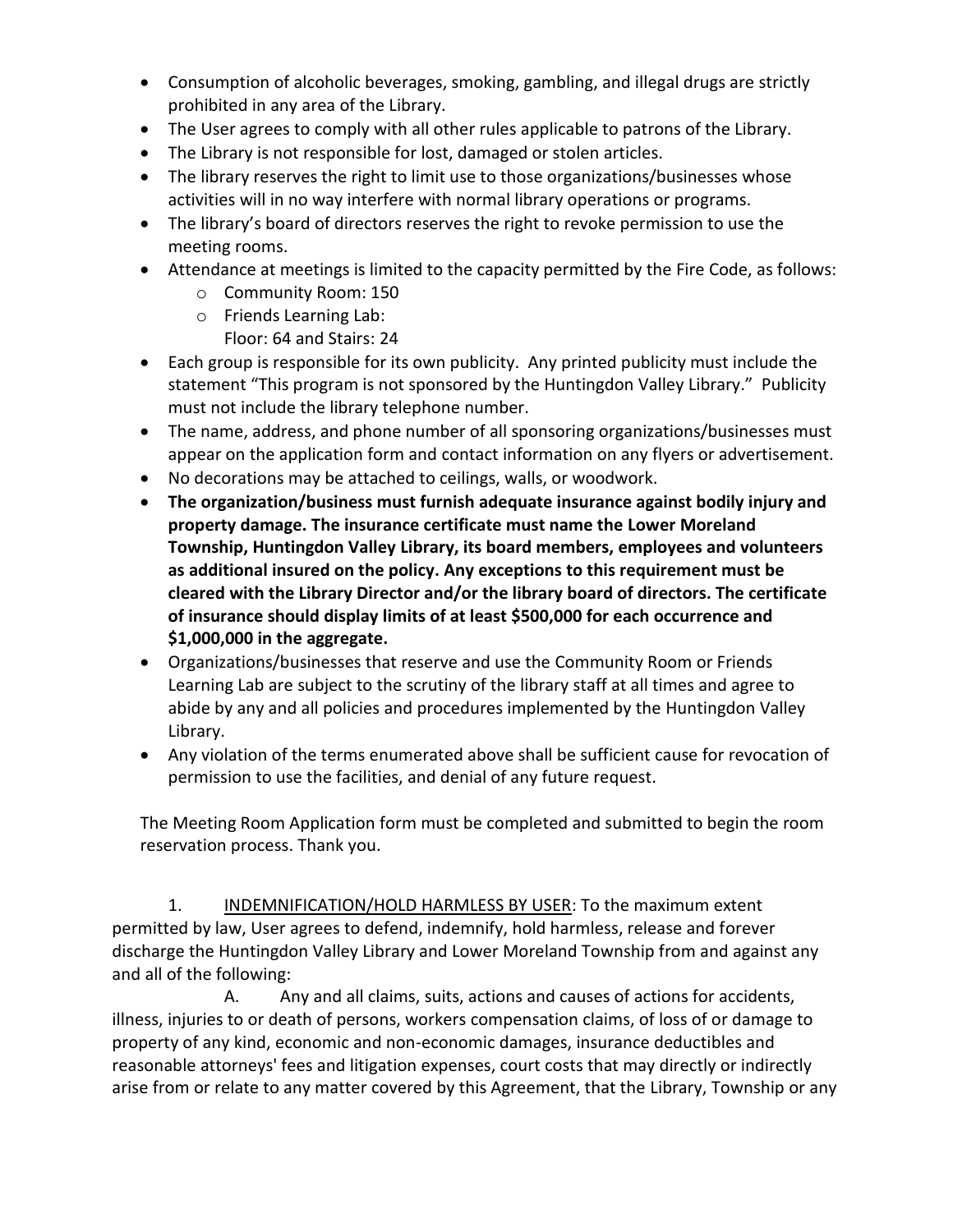- Consumption of alcoholic beverages, smoking, gambling, and illegal drugs are strictly prohibited in any area of the Library.
- The User agrees to comply with all other rules applicable to patrons of the Library.
- The Library is not responsible for lost, damaged or stolen articles.
- The library reserves the right to limit use to those organizations/businesses whose activities will in no way interfere with normal library operations or programs.
- The library's board of directors reserves the right to revoke permission to use the meeting rooms.
- Attendance at meetings is limited to the capacity permitted by the Fire Code, as follows:
  - Community Room: 150
  - Friends Learning Lab:
    Floor: 64 and Stairs: 24
- Each group is responsible for its own publicity. Any printed publicity must include the statement "This program is not sponsored by the Huntingdon Valley Library." Publicity must not include the library telephone number.
- The name, address, and phone number of all sponsoring organizations/businesses must appear on the application form and contact information on any flyers or advertisement.
- No decorations may be attached to ceilings, walls, or woodwork.
- **The organization/business must furnish adequate insurance against bodily injury and property damage. The insurance certificate must name the Lower Moreland Township, Huntingdon Valley Library, its board members, employees and volunteers as additional insured on the policy. Any exceptions to this requirement must be cleared with the Library Director and/or the library board of directors. The certificate of insurance should display limits of at least $500,000 for each occurrence and $1,000,000 in the aggregate.**
- Organizations/businesses that reserve and use the Community Room or Friends Learning Lab are subject to the scrutiny of the library staff at all times and agree to abide by any and all policies and procedures implemented by the Huntingdon Valley Library.
- Any violation of the terms enumerated above shall be sufficient cause for revocation of permission to use the facilities, and denial of any future request.

The Meeting Room Application form must be completed and submitted to begin the room reservation process. Thank you.

1. <u>INDEMNIFICATION/HOLD HARMLESS BY USER</u>: To the maximum extent permitted by law, User agrees to defend, indemnify, hold harmless, release and forever discharge the Huntingdon Valley Library and Lower Moreland Township from and against any and all of the following:

   A. Any and all claims, suits, actions and causes of actions for accidents, illness, injuries to or death of persons, workers compensation claims, of loss of or damage to property of any kind, economic and non-economic damages, insurance deductibles and reasonable attorneys' fees and litigation expenses, court costs that may directly or indirectly arise from or relate to any matter covered by this Agreement, that the Library, Township or any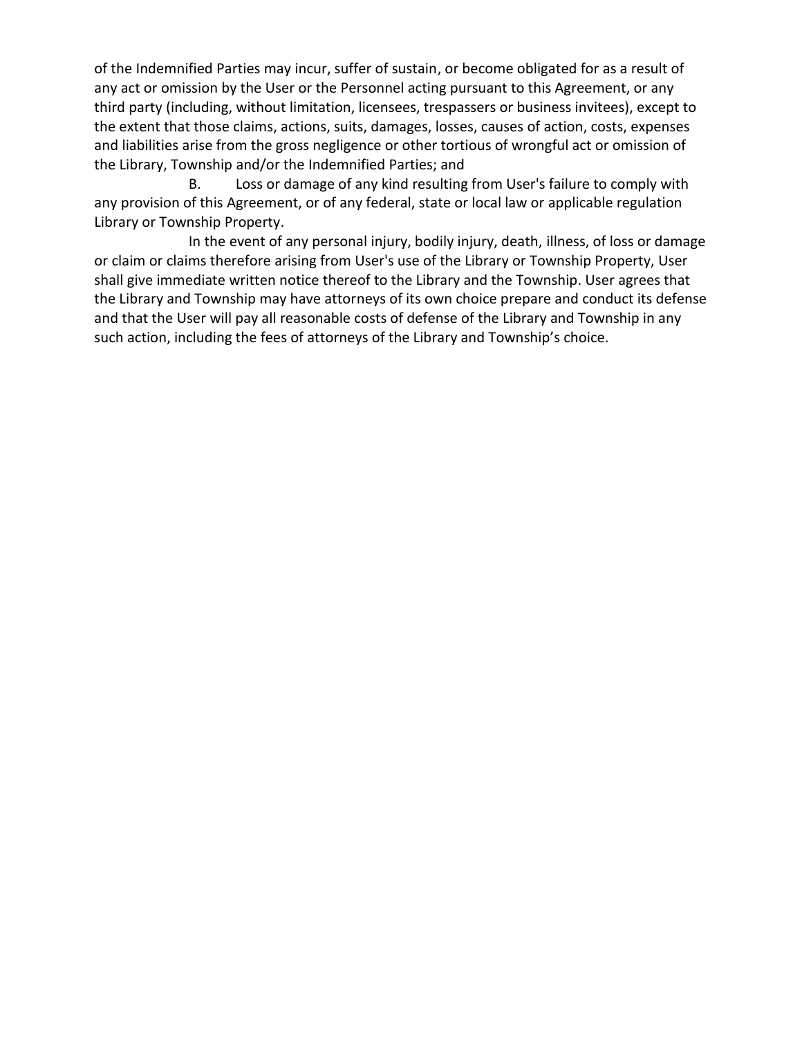of the Indemnified Parties may incur, suffer of sustain, or become obligated for as a result of any act or omission by the User or the Personnel acting pursuant to this Agreement, or any third party (including, without limitation, licensees, trespassers or business invitees), except to the extent that those claims, actions, suits, damages, losses, causes of action, costs, expenses and liabilities arise from the gross negligence or other tortious of wrongful act or omission of the Library, Township and/or the Indemnified Parties; and

B. Loss or damage of any kind resulting from User's failure to comply with any provision of this Agreement, or of any federal, state or local law or applicable regulation Library or Township Property.

In the event of any personal injury, bodily injury, death, illness, of loss or damage or claim or claims therefore arising from User's use of the Library or Township Property, User shall give immediate written notice thereof to the Library and the Township. User agrees that the Library and Township may have attorneys of its own choice prepare and conduct its defense and that the User will pay all reasonable costs of defense of the Library and Township in any such action, including the fees of attorneys of the Library and Township's choice.